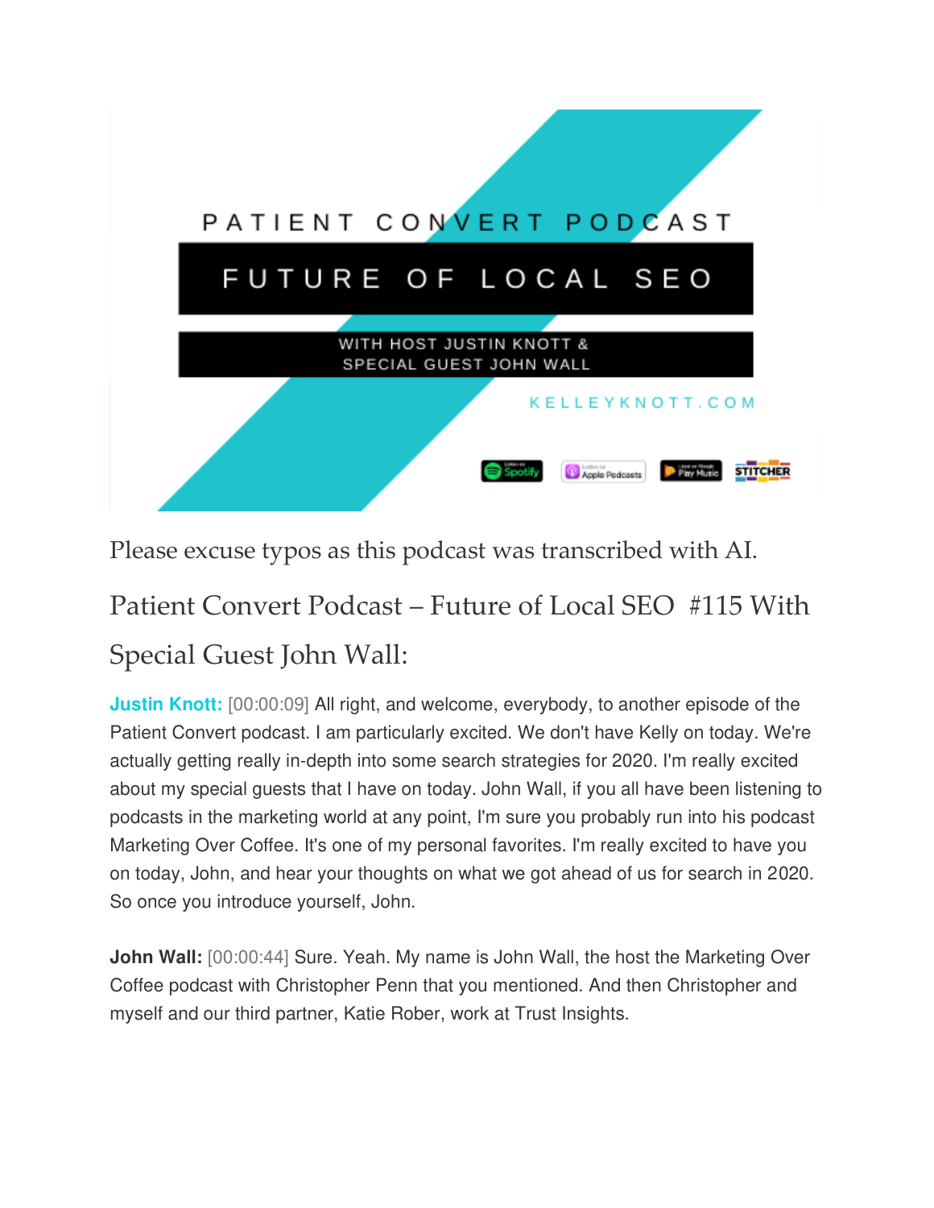PATIENT CONVERT PODCAST

FUTURE OF LOCAL SEO

WITH HOST JUSTIN KNOTT & SPECIAL GUEST JOHN WALL

KELLEYKNOTT.COM

Please excuse typos as this podcast was transcribed with AI.

# Patient Convert Podcast – Future of Local SEO #115 With Special Guest John Wall:

**Justin Knott:** [00:00:09] All right, and welcome, everybody, to another episode of the Patient Convert podcast. I am particularly excited. We don't have Kelly on today. We're actually getting really in-depth into some search strategies for 2020. I'm really excited about my special guests that I have on today. John Wall, if you all have been listening to podcasts in the marketing world at any point, I'm sure you probably run into his podcast Marketing Over Coffee. It's one of my personal favorites. I'm really excited to have you on today, John, and hear your thoughts on what we got ahead of us for search in 2020. So once you introduce yourself, John.

**John Wall:** [00:00:44] Sure. Yeah. My name is John Wall, the host the Marketing Over Coffee podcast with Christopher Penn that you mentioned. And then Christopher and myself and our third partner, Katie Rober, work at Trust Insights.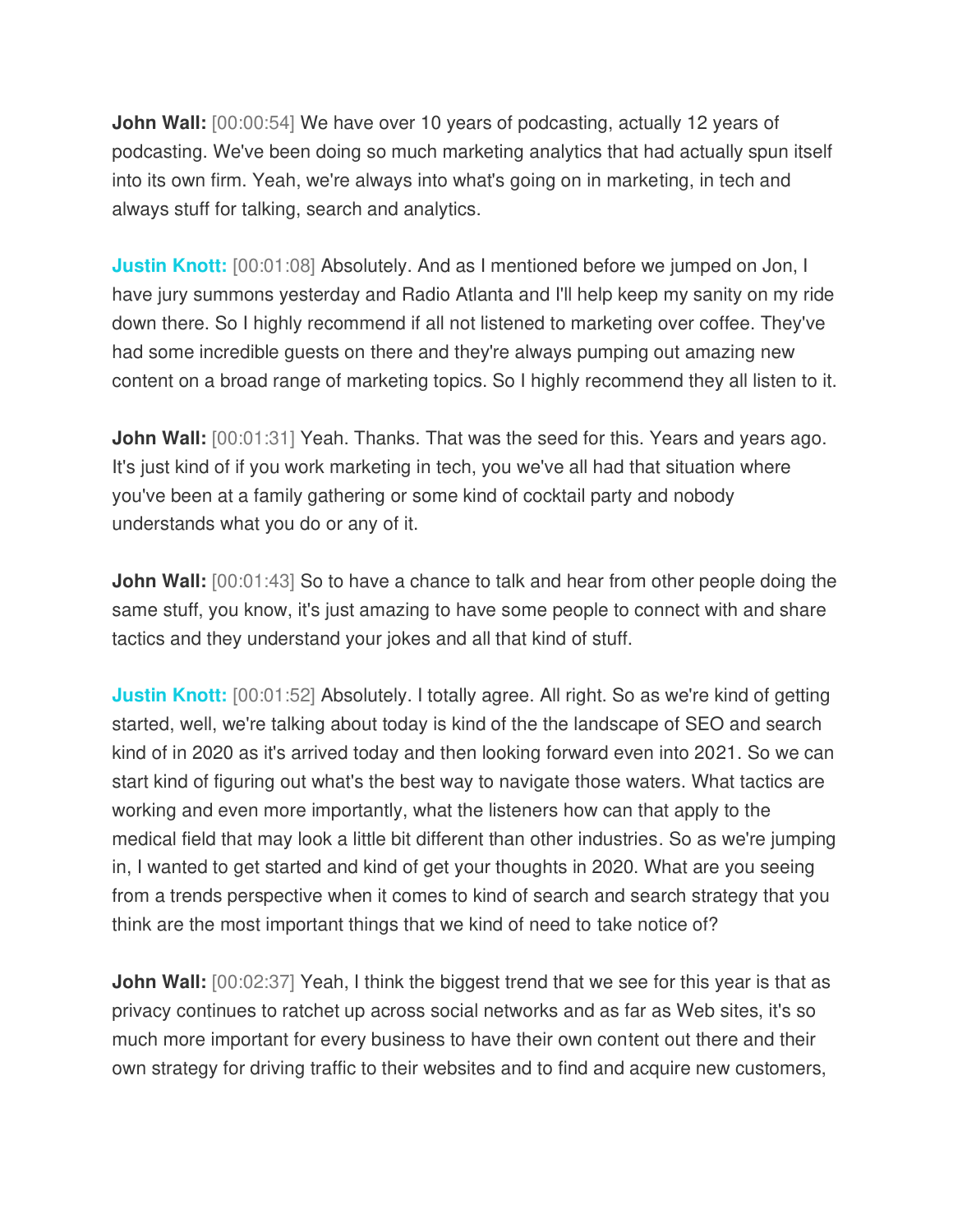**John Wall:** [00:00:54] We have over 10 years of podcasting, actually 12 years of podcasting. We've been doing so much marketing analytics that had actually spun itself into its own firm. Yeah, we're always into what's going on in marketing, in tech and always stuff for talking, search and analytics.

**Justin Knott:** [00:01:08] Absolutely. And as I mentioned before we jumped on Jon, I have jury summons yesterday and Radio Atlanta and I'll help keep my sanity on my ride down there. So I highly recommend if all not listened to marketing over coffee. They've had some incredible guests on there and they're always pumping out amazing new content on a broad range of marketing topics. So I highly recommend they all listen to it.

**John Wall:** [00:01:31] Yeah. Thanks. That was the seed for this. Years and years ago. It's just kind of if you work marketing in tech, you we've all had that situation where you've been at a family gathering or some kind of cocktail party and nobody understands what you do or any of it.

**John Wall:** [00:01:43] So to have a chance to talk and hear from other people doing the same stuff, you know, it's just amazing to have some people to connect with and share tactics and they understand your jokes and all that kind of stuff.

**Justin Knott:** [00:01:52] Absolutely. I totally agree. All right. So as we're kind of getting started, well, we're talking about today is kind of the the landscape of SEO and search kind of in 2020 as it's arrived today and then looking forward even into 2021. So we can start kind of figuring out what's the best way to navigate those waters. What tactics are working and even more importantly, what the listeners how can that apply to the medical field that may look a little bit different than other industries. So as we're jumping in, I wanted to get started and kind of get your thoughts in 2020. What are you seeing from a trends perspective when it comes to kind of search and search strategy that you think are the most important things that we kind of need to take notice of?

**John Wall:** [00:02:37] Yeah, I think the biggest trend that we see for this year is that as privacy continues to ratchet up across social networks and as far as Web sites, it's so much more important for every business to have their own content out there and their own strategy for driving traffic to their websites and to find and acquire new customers,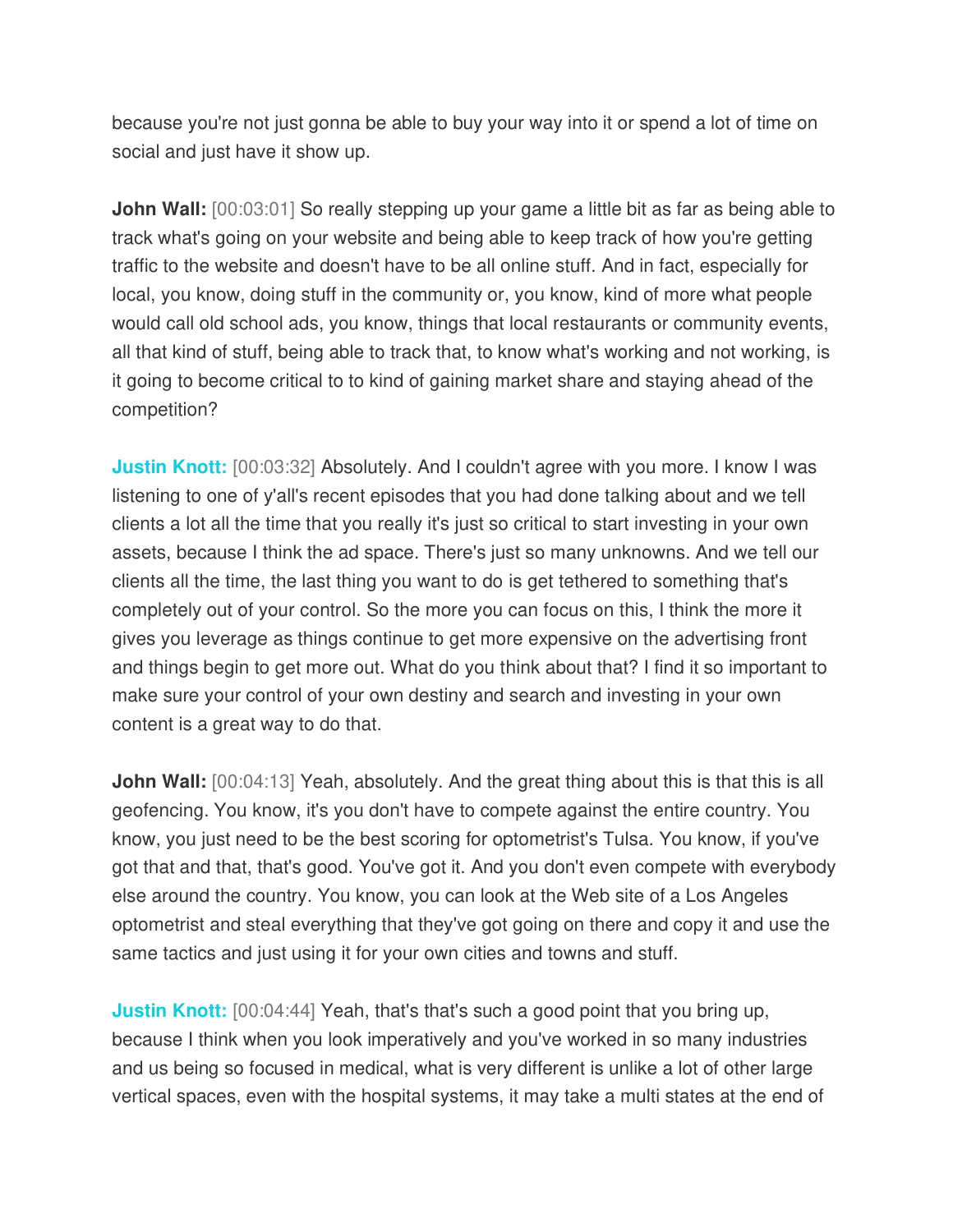because you're not just gonna be able to buy your way into it or spend a lot of time on social and just have it show up.

**John Wall:** [00:03:01] So really stepping up your game a little bit as far as being able to track what's going on your website and being able to keep track of how you're getting traffic to the website and doesn't have to be all online stuff. And in fact, especially for local, you know, doing stuff in the community or, you know, kind of more what people would call old school ads, you know, things that local restaurants or community events, all that kind of stuff, being able to track that, to know what's working and not working, is it going to become critical to to kind of gaining market share and staying ahead of the competition?

**Justin Knott:** [00:03:32] Absolutely. And I couldn't agree with you more. I know I was listening to one of y'all's recent episodes that you had done talking about and we tell clients a lot all the time that you really it's just so critical to start investing in your own assets, because I think the ad space. There's just so many unknowns. And we tell our clients all the time, the last thing you want to do is get tethered to something that's completely out of your control. So the more you can focus on this, I think the more it gives you leverage as things continue to get more expensive on the advertising front and things begin to get more out. What do you think about that? I find it so important to make sure your control of your own destiny and search and investing in your own content is a great way to do that.

**John Wall:** [00:04:13] Yeah, absolutely. And the great thing about this is that this is all geofencing. You know, it's you don't have to compete against the entire country. You know, you just need to be the best scoring for optometrist's Tulsa. You know, if you've got that and that, that's good. You've got it. And you don't even compete with everybody else around the country. You know, you can look at the Web site of a Los Angeles optometrist and steal everything that they've got going on there and copy it and use the same tactics and just using it for your own cities and towns and stuff.

**Justin Knott:** [00:04:44] Yeah, that's that's such a good point that you bring up, because I think when you look imperatively and you've worked in so many industries and us being so focused in medical, what is very different is unlike a lot of other large vertical spaces, even with the hospital systems, it may take a multi states at the end of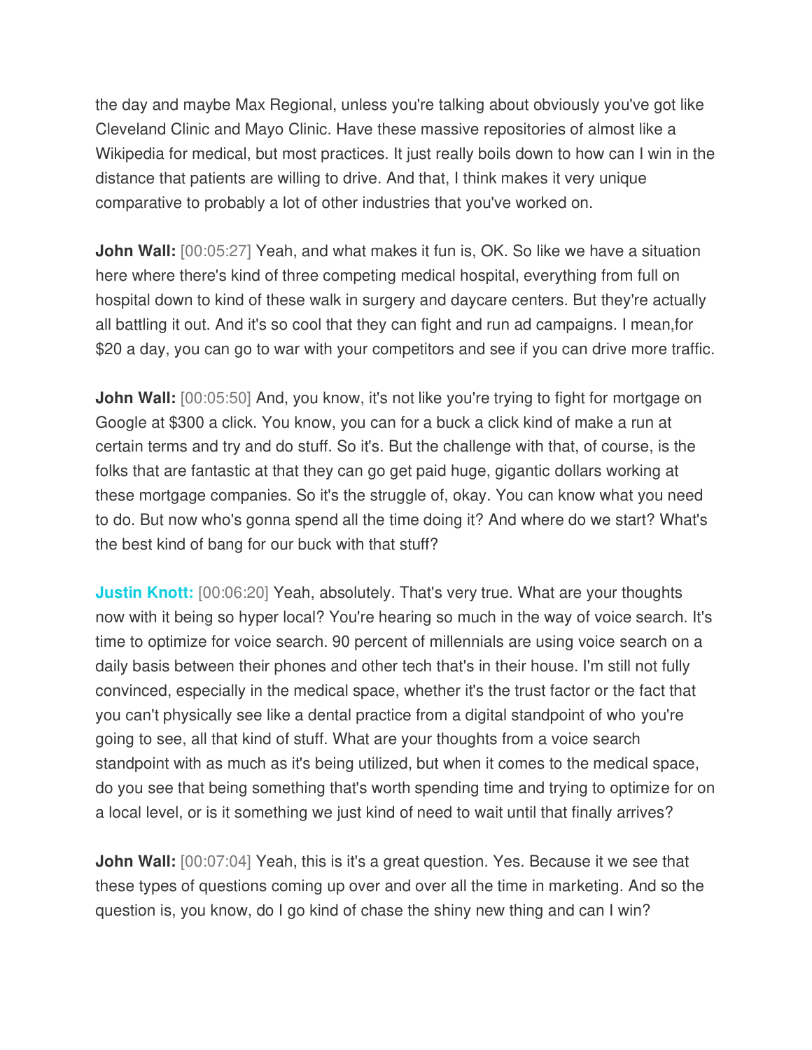the day and maybe Max Regional, unless you're talking about obviously you've got like Cleveland Clinic and Mayo Clinic. Have these massive repositories of almost like a Wikipedia for medical, but most practices. It just really boils down to how can I win in the distance that patients are willing to drive. And that, I think makes it very unique comparative to probably a lot of other industries that you've worked on.

**John Wall:** [00:05:27] Yeah, and what makes it fun is, OK. So like we have a situation here where there's kind of three competing medical hospital, everything from full on hospital down to kind of these walk in surgery and daycare centers. But they're actually all battling it out. And it's so cool that they can fight and run ad campaigns. I mean,for $20 a day, you can go to war with your competitors and see if you can drive more traffic.

**John Wall:** [00:05:50] And, you know, it's not like you're trying to fight for mortgage on Google at $300 a click. You know, you can for a buck a click kind of make a run at certain terms and try and do stuff. So it's. But the challenge with that, of course, is the folks that are fantastic at that they can go get paid huge, gigantic dollars working at these mortgage companies. So it's the struggle of, okay. You can know what you need to do. But now who's gonna spend all the time doing it? And where do we start? What's the best kind of bang for our buck with that stuff?

**Justin Knott:** [00:06:20] Yeah, absolutely. That's very true. What are your thoughts now with it being so hyper local? You're hearing so much in the way of voice search. It's time to optimize for voice search. 90 percent of millennials are using voice search on a daily basis between their phones and other tech that's in their house. I'm still not fully convinced, especially in the medical space, whether it's the trust factor or the fact that you can't physically see like a dental practice from a digital standpoint of who you're going to see, all that kind of stuff. What are your thoughts from a voice search standpoint with as much as it's being utilized, but when it comes to the medical space, do you see that being something that's worth spending time and trying to optimize for on a local level, or is it something we just kind of need to wait until that finally arrives?

**John Wall:** [00:07:04] Yeah, this is it's a great question. Yes. Because it we see that these types of questions coming up over and over all the time in marketing. And so the question is, you know, do I go kind of chase the shiny new thing and can I win?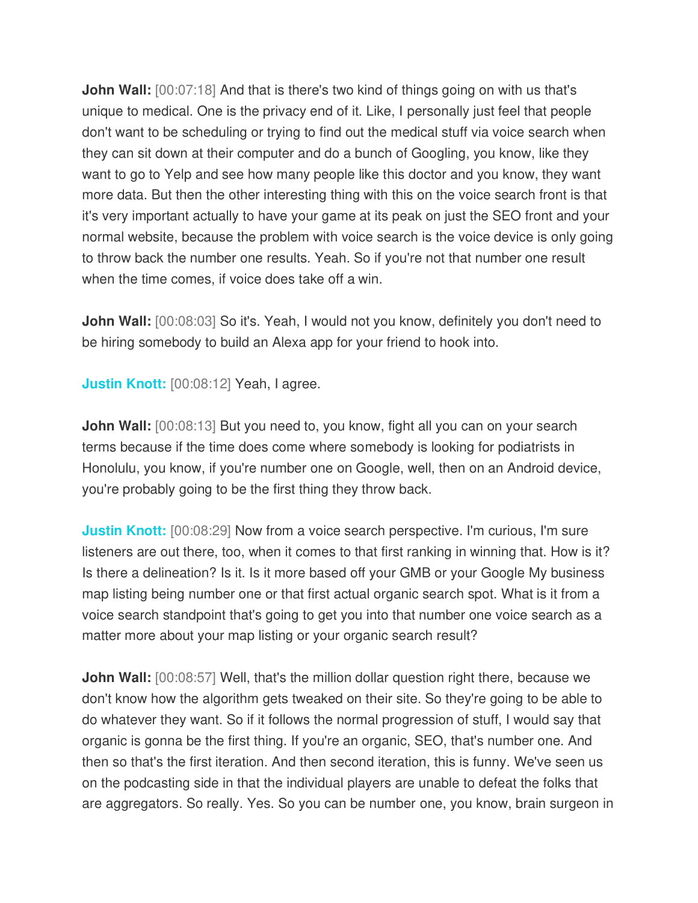**John Wall:** [00:07:18] And that is there's two kind of things going on with us that's unique to medical. One is the privacy end of it. Like, I personally just feel that people don't want to be scheduling or trying to find out the medical stuff via voice search when they can sit down at their computer and do a bunch of Googling, you know, like they want to go to Yelp and see how many people like this doctor and you know, they want more data. But then the other interesting thing with this on the voice search front is that it's very important actually to have your game at its peak on just the SEO front and your normal website, because the problem with voice search is the voice device is only going to throw back the number one results. Yeah. So if you're not that number one result when the time comes, if voice does take off a win.

**John Wall:** [00:08:03] So it's. Yeah, I would not you know, definitely you don't need to be hiring somebody to build an Alexa app for your friend to hook into.

**Justin Knott:** [00:08:12] Yeah, I agree.

**John Wall:** [00:08:13] But you need to, you know, fight all you can on your search terms because if the time does come where somebody is looking for podiatrists in Honolulu, you know, if you're number one on Google, well, then on an Android device, you're probably going to be the first thing they throw back.

**Justin Knott:** [00:08:29] Now from a voice search perspective. I'm curious, I'm sure listeners are out there, too, when it comes to that first ranking in winning that. How is it? Is there a delineation? Is it. Is it more based off your GMB or your Google My business map listing being number one or that first actual organic search spot. What is it from a voice search standpoint that's going to get you into that number one voice search as a matter more about your map listing or your organic search result?

**John Wall:** [00:08:57] Well, that's the million dollar question right there, because we don't know how the algorithm gets tweaked on their site. So they're going to be able to do whatever they want. So if it follows the normal progression of stuff, I would say that organic is gonna be the first thing. If you're an organic, SEO, that's number one. And then so that's the first iteration. And then second iteration, this is funny. We've seen us on the podcasting side in that the individual players are unable to defeat the folks that are aggregators. So really. Yes. So you can be number one, you know, brain surgeon in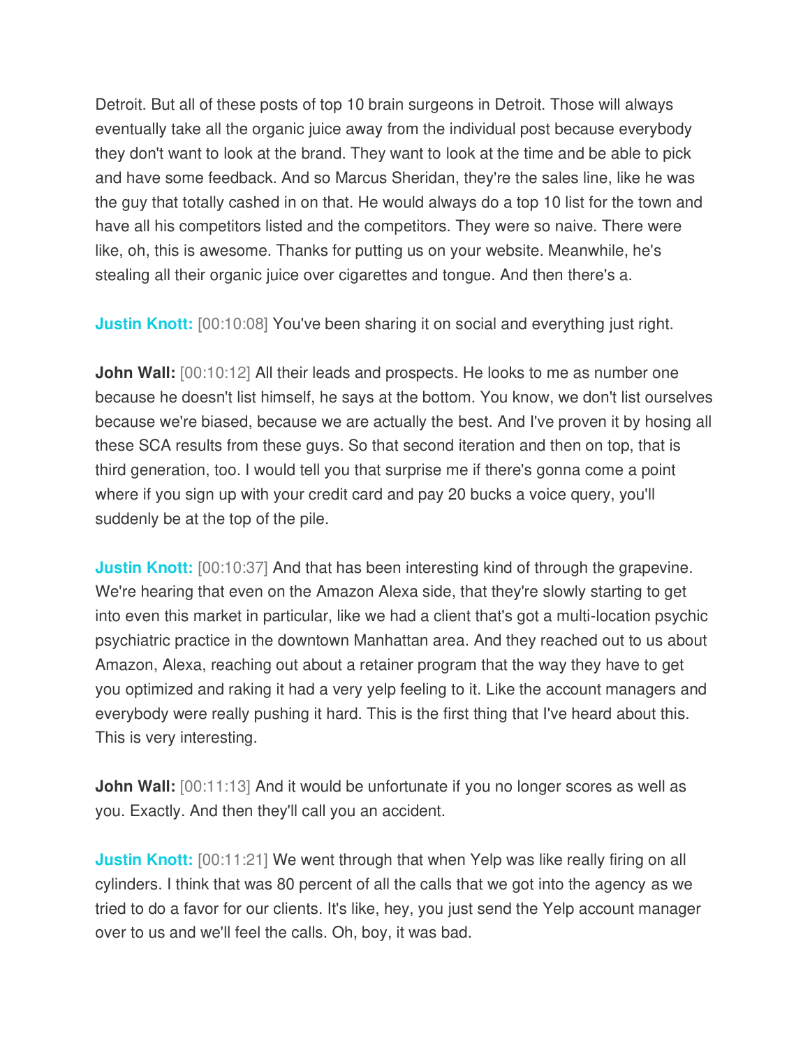Detroit. But all of these posts of top 10 brain surgeons in Detroit. Those will always eventually take all the organic juice away from the individual post because everybody they don't want to look at the brand. They want to look at the time and be able to pick and have some feedback. And so Marcus Sheridan, they're the sales line, like he was the guy that totally cashed in on that. He would always do a top 10 list for the town and have all his competitors listed and the competitors. They were so naive. There were like, oh, this is awesome. Thanks for putting us on your website. Meanwhile, he's stealing all their organic juice over cigarettes and tongue. And then there's a.

**Justin Knott:** [00:10:08] You've been sharing it on social and everything just right.

**John Wall:** [00:10:12] All their leads and prospects. He looks to me as number one because he doesn't list himself, he says at the bottom. You know, we don't list ourselves because we're biased, because we are actually the best. And I've proven it by hosing all these SCA results from these guys. So that second iteration and then on top, that is third generation, too. I would tell you that surprise me if there's gonna come a point where if you sign up with your credit card and pay 20 bucks a voice query, you'll suddenly be at the top of the pile.

**Justin Knott:** [00:10:37] And that has been interesting kind of through the grapevine. We're hearing that even on the Amazon Alexa side, that they're slowly starting to get into even this market in particular, like we had a client that's got a multi-location psychic psychiatric practice in the downtown Manhattan area. And they reached out to us about Amazon, Alexa, reaching out about a retainer program that the way they have to get you optimized and raking it had a very yelp feeling to it. Like the account managers and everybody were really pushing it hard. This is the first thing that I've heard about this. This is very interesting.

**John Wall:** [00:11:13] And it would be unfortunate if you no longer scores as well as you. Exactly. And then they'll call you an accident.

**Justin Knott:** [00:11:21] We went through that when Yelp was like really firing on all cylinders. I think that was 80 percent of all the calls that we got into the agency as we tried to do a favor for our clients. It's like, hey, you just send the Yelp account manager over to us and we'll feel the calls. Oh, boy, it was bad.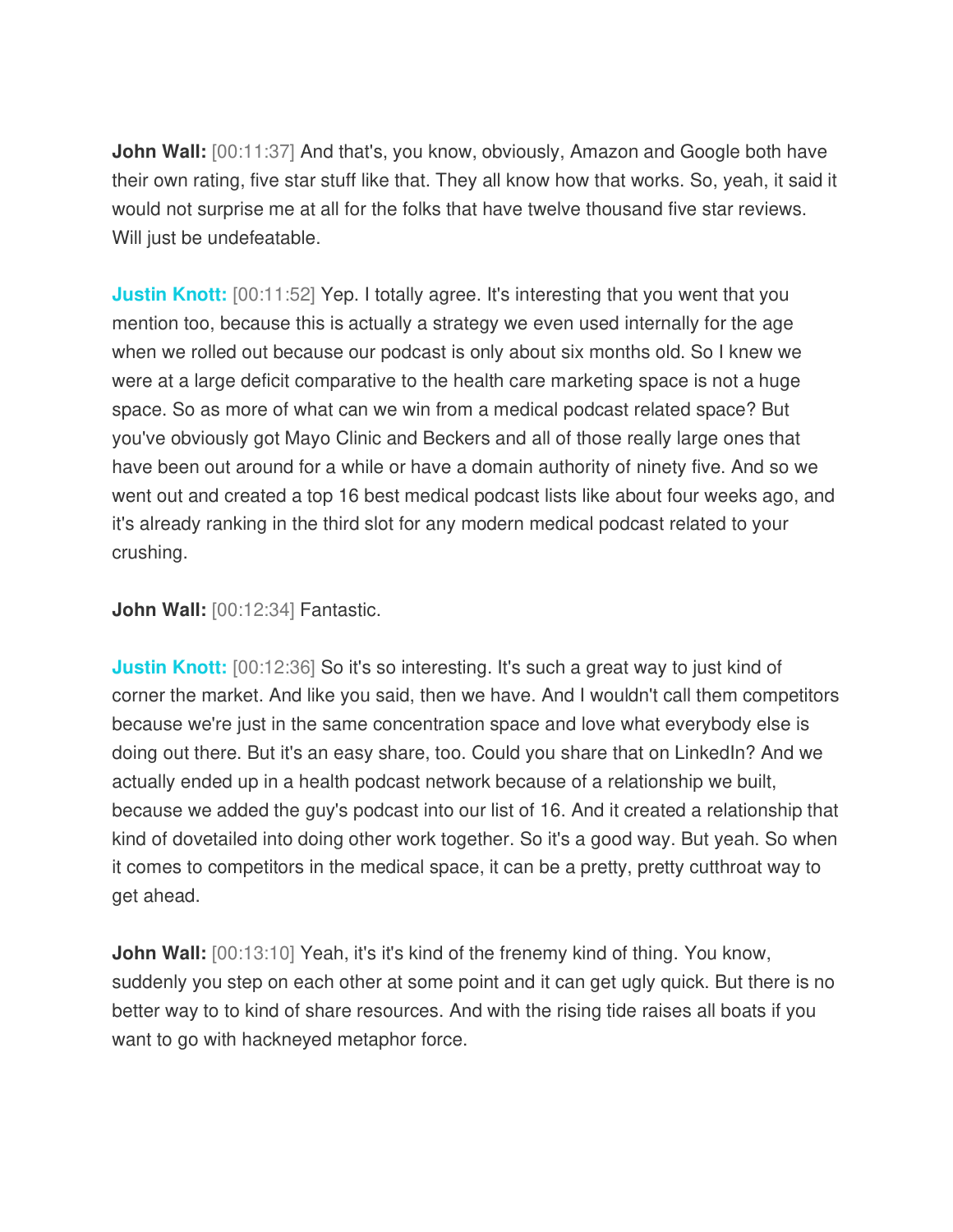**John Wall:** [00:11:37] And that's, you know, obviously, Amazon and Google both have their own rating, five star stuff like that. They all know how that works. So, yeah, it said it would not surprise me at all for the folks that have twelve thousand five star reviews. Will just be undefeatable.

**Justin Knott:** [00:11:52] Yep. I totally agree. It's interesting that you went that you mention too, because this is actually a strategy we even used internally for the age when we rolled out because our podcast is only about six months old. So I knew we were at a large deficit comparative to the health care marketing space is not a huge space. So as more of what can we win from a medical podcast related space? But you've obviously got Mayo Clinic and Beckers and all of those really large ones that have been out around for a while or have a domain authority of ninety five. And so we went out and created a top 16 best medical podcast lists like about four weeks ago, and it's already ranking in the third slot for any modern medical podcast related to your crushing.

**John Wall:** [00:12:34] Fantastic.

**Justin Knott:** [00:12:36] So it's so interesting. It's such a great way to just kind of corner the market. And like you said, then we have. And I wouldn't call them competitors because we're just in the same concentration space and love what everybody else is doing out there. But it's an easy share, too. Could you share that on LinkedIn? And we actually ended up in a health podcast network because of a relationship we built, because we added the guy's podcast into our list of 16. And it created a relationship that kind of dovetailed into doing other work together. So it's a good way. But yeah. So when it comes to competitors in the medical space, it can be a pretty, pretty cutthroat way to get ahead.

**John Wall:** [00:13:10] Yeah, it's it's kind of the frenemy kind of thing. You know, suddenly you step on each other at some point and it can get ugly quick. But there is no better way to to kind of share resources. And with the rising tide raises all boats if you want to go with hackneyed metaphor force.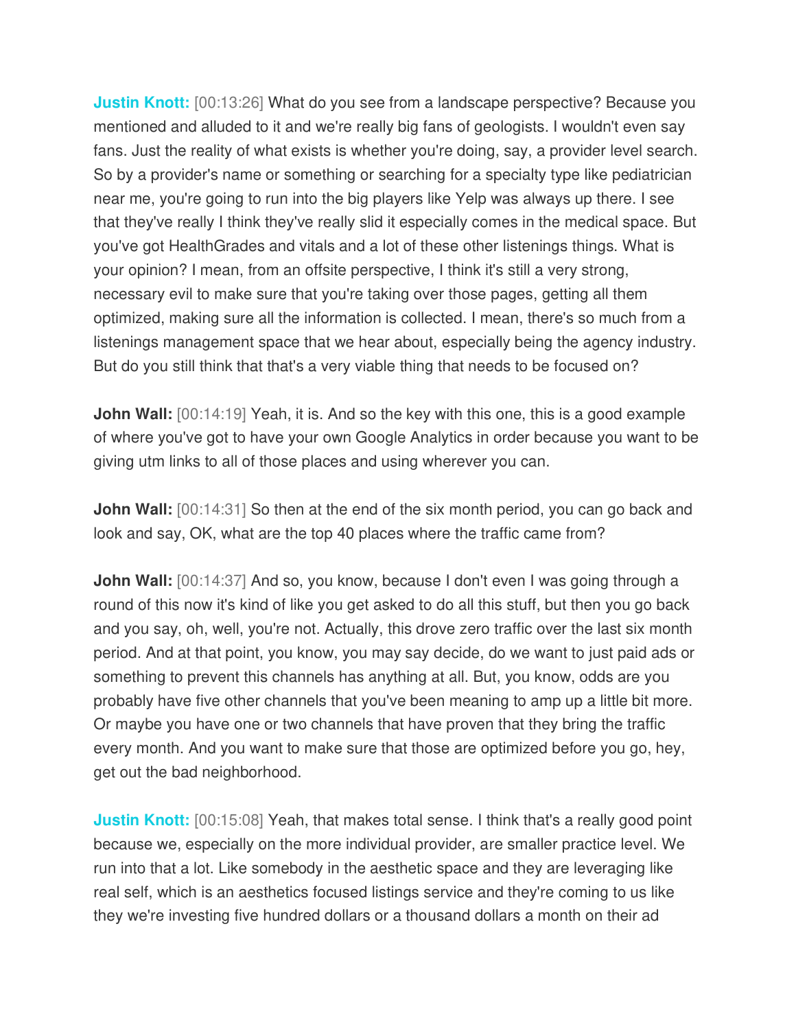**Justin Knott:** [00:13:26] What do you see from a landscape perspective? Because you mentioned and alluded to it and we're really big fans of geologists. I wouldn't even say fans. Just the reality of what exists is whether you're doing, say, a provider level search. So by a provider's name or something or searching for a specialty type like pediatrician near me, you're going to run into the big players like Yelp was always up there. I see that they've really I think they've really slid it especially comes in the medical space. But you've got HealthGrades and vitals and a lot of these other listenings things. What is your opinion? I mean, from an offsite perspective, I think it's still a very strong, necessary evil to make sure that you're taking over those pages, getting all them optimized, making sure all the information is collected. I mean, there's so much from a listenings management space that we hear about, especially being the agency industry. But do you still think that that's a very viable thing that needs to be focused on?

**John Wall:** [00:14:19] Yeah, it is. And so the key with this one, this is a good example of where you've got to have your own Google Analytics in order because you want to be giving utm links to all of those places and using wherever you can.

**John Wall:** [00:14:31] So then at the end of the six month period, you can go back and look and say, OK, what are the top 40 places where the traffic came from?

**John Wall:** [00:14:37] And so, you know, because I don't even I was going through a round of this now it's kind of like you get asked to do all this stuff, but then you go back and you say, oh, well, you're not. Actually, this drove zero traffic over the last six month period. And at that point, you know, you may say decide, do we want to just paid ads or something to prevent this channels has anything at all. But, you know, odds are you probably have five other channels that you've been meaning to amp up a little bit more. Or maybe you have one or two channels that have proven that they bring the traffic every month. And you want to make sure that those are optimized before you go, hey, get out the bad neighborhood.

**Justin Knott:** [00:15:08] Yeah, that makes total sense. I think that's a really good point because we, especially on the more individual provider, are smaller practice level. We run into that a lot. Like somebody in the aesthetic space and they are leveraging like real self, which is an aesthetics focused listings service and they're coming to us like they we're investing five hundred dollars or a thousand dollars a month on their ad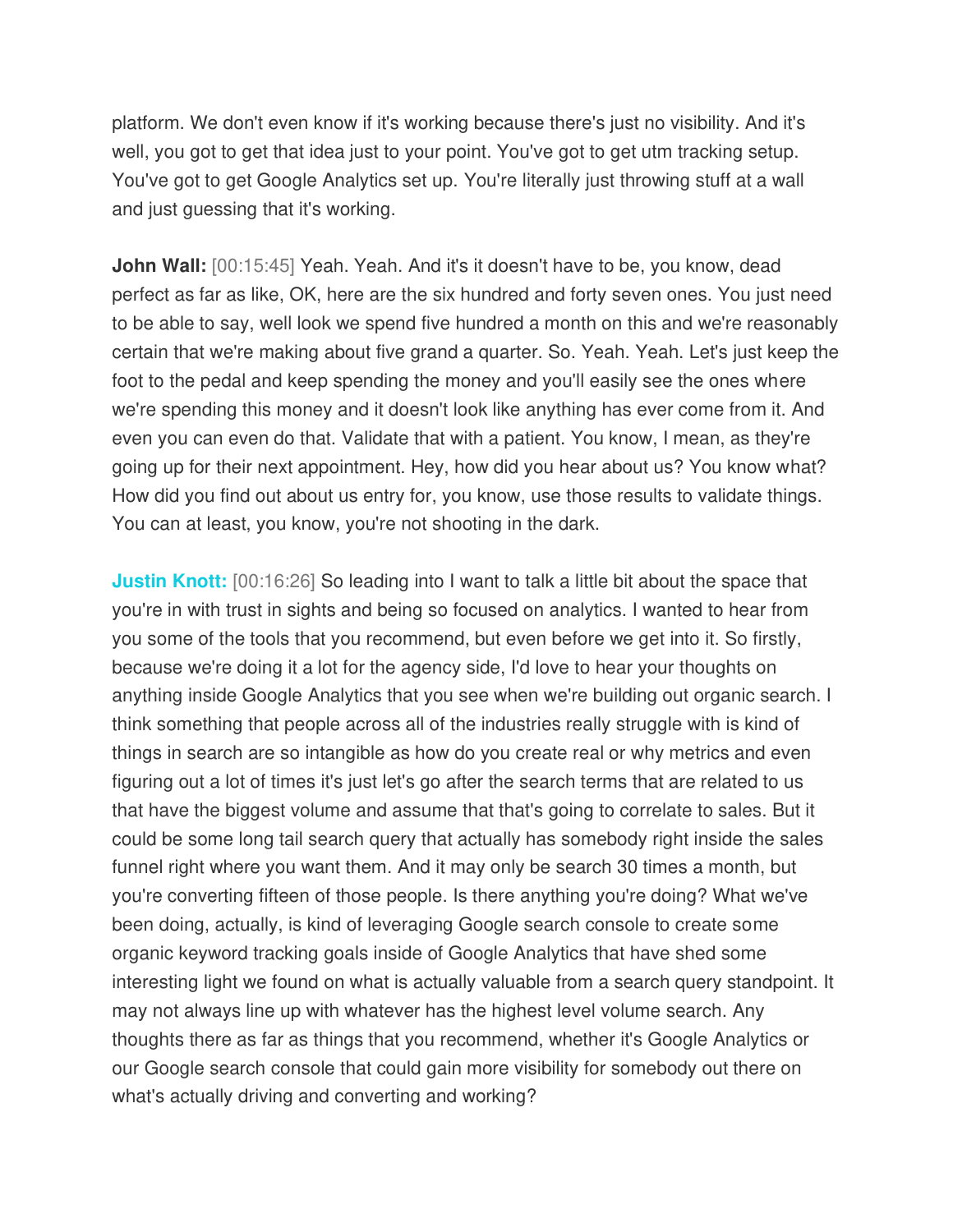platform. We don't even know if it's working because there's just no visibility. And it's well, you got to get that idea just to your point. You've got to get utm tracking setup. You've got to get Google Analytics set up. You're literally just throwing stuff at a wall and just guessing that it's working.

**John Wall:** [00:15:45] Yeah. Yeah. And it's it doesn't have to be, you know, dead perfect as far as like, OK, here are the six hundred and forty seven ones. You just need to be able to say, well look we spend five hundred a month on this and we're reasonably certain that we're making about five grand a quarter. So. Yeah. Yeah. Let's just keep the foot to the pedal and keep spending the money and you'll easily see the ones where we're spending this money and it doesn't look like anything has ever come from it. And even you can even do that. Validate that with a patient. You know, I mean, as they're going up for their next appointment. Hey, how did you hear about us? You know what? How did you find out about us entry for, you know, use those results to validate things. You can at least, you know, you're not shooting in the dark.

**Justin Knott:** [00:16:26] So leading into I want to talk a little bit about the space that you're in with trust in sights and being so focused on analytics. I wanted to hear from you some of the tools that you recommend, but even before we get into it. So firstly, because we're doing it a lot for the agency side, I'd love to hear your thoughts on anything inside Google Analytics that you see when we're building out organic search. I think something that people across all of the industries really struggle with is kind of things in search are so intangible as how do you create real or why metrics and even figuring out a lot of times it's just let's go after the search terms that are related to us that have the biggest volume and assume that that's going to correlate to sales. But it could be some long tail search query that actually has somebody right inside the sales funnel right where you want them. And it may only be search 30 times a month, but you're converting fifteen of those people. Is there anything you're doing? What we've been doing, actually, is kind of leveraging Google search console to create some organic keyword tracking goals inside of Google Analytics that have shed some interesting light we found on what is actually valuable from a search query standpoint. It may not always line up with whatever has the highest level volume search. Any thoughts there as far as things that you recommend, whether it's Google Analytics or our Google search console that could gain more visibility for somebody out there on what's actually driving and converting and working?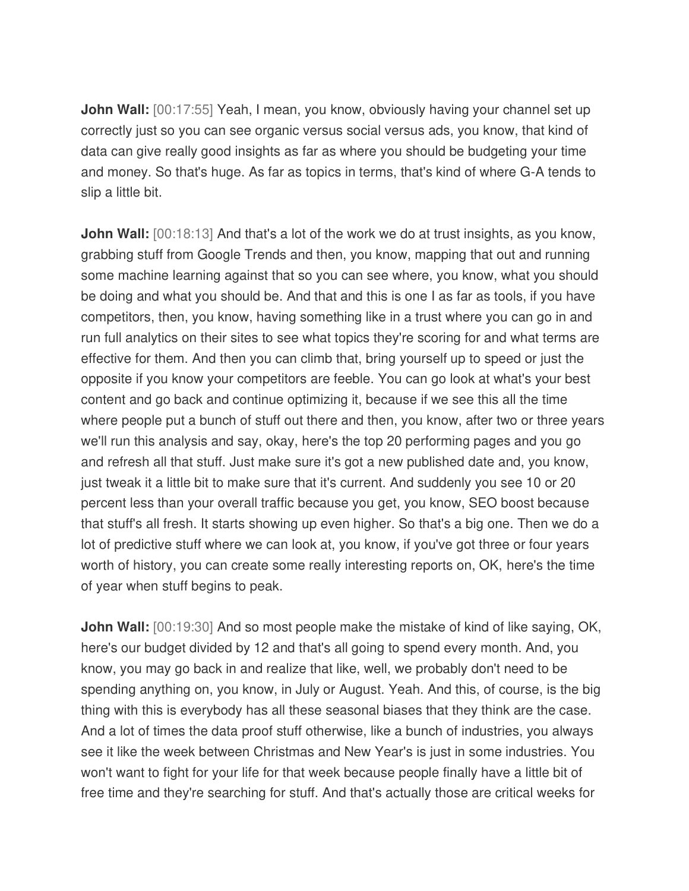**John Wall:** [00:17:55] Yeah, I mean, you know, obviously having your channel set up correctly just so you can see organic versus social versus ads, you know, that kind of data can give really good insights as far as where you should be budgeting your time and money. So that's huge. As far as topics in terms, that's kind of where G-A tends to slip a little bit.

**John Wall:** [00:18:13] And that's a lot of the work we do at trust insights, as you know, grabbing stuff from Google Trends and then, you know, mapping that out and running some machine learning against that so you can see where, you know, what you should be doing and what you should be. And that and this is one I as far as tools, if you have competitors, then, you know, having something like in a trust where you can go in and run full analytics on their sites to see what topics they're scoring for and what terms are effective for them. And then you can climb that, bring yourself up to speed or just the opposite if you know your competitors are feeble. You can go look at what's your best content and go back and continue optimizing it, because if we see this all the time where people put a bunch of stuff out there and then, you know, after two or three years we'll run this analysis and say, okay, here's the top 20 performing pages and you go and refresh all that stuff. Just make sure it's got a new published date and, you know, just tweak it a little bit to make sure that it's current. And suddenly you see 10 or 20 percent less than your overall traffic because you get, you know, SEO boost because that stuff's all fresh. It starts showing up even higher. So that's a big one. Then we do a lot of predictive stuff where we can look at, you know, if you've got three or four years worth of history, you can create some really interesting reports on, OK, here's the time of year when stuff begins to peak.

**John Wall:** [00:19:30] And so most people make the mistake of kind of like saying, OK, here's our budget divided by 12 and that's all going to spend every month. And, you know, you may go back in and realize that like, well, we probably don't need to be spending anything on, you know, in July or August. Yeah. And this, of course, is the big thing with this is everybody has all these seasonal biases that they think are the case. And a lot of times the data proof stuff otherwise, like a bunch of industries, you always see it like the week between Christmas and New Year's is just in some industries. You won't want to fight for your life for that week because people finally have a little bit of free time and they're searching for stuff. And that's actually those are critical weeks for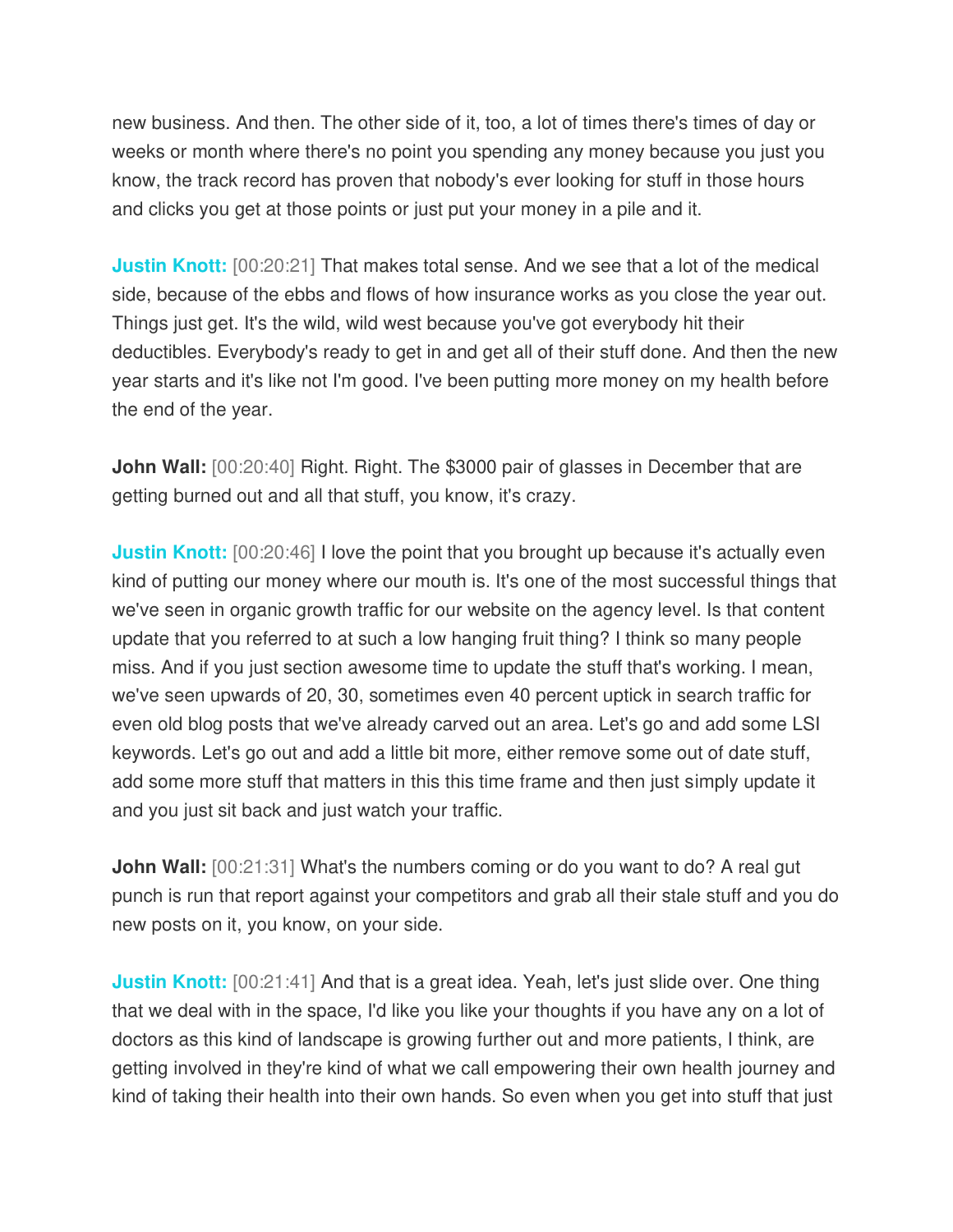new business. And then. The other side of it, too, a lot of times there's times of day or weeks or month where there's no point you spending any money because you just you know, the track record has proven that nobody's ever looking for stuff in those hours and clicks you get at those points or just put your money in a pile and it.

**Justin Knott:** [00:20:21] That makes total sense. And we see that a lot of the medical side, because of the ebbs and flows of how insurance works as you close the year out. Things just get. It's the wild, wild west because you've got everybody hit their deductibles. Everybody's ready to get in and get all of their stuff done. And then the new year starts and it's like not I'm good. I've been putting more money on my health before the end of the year.

**John Wall:** [00:20:40] Right. Right. The $3000 pair of glasses in December that are getting burned out and all that stuff, you know, it's crazy.

**Justin Knott:** [00:20:46] I love the point that you brought up because it's actually even kind of putting our money where our mouth is. It's one of the most successful things that we've seen in organic growth traffic for our website on the agency level. Is that content update that you referred to at such a low hanging fruit thing? I think so many people miss. And if you just section awesome time to update the stuff that's working. I mean, we've seen upwards of 20, 30, sometimes even 40 percent uptick in search traffic for even old blog posts that we've already carved out an area. Let's go and add some LSI keywords. Let's go out and add a little bit more, either remove some out of date stuff, add some more stuff that matters in this this time frame and then just simply update it and you just sit back and just watch your traffic.

**John Wall:** [00:21:31] What's the numbers coming or do you want to do? A real gut punch is run that report against your competitors and grab all their stale stuff and you do new posts on it, you know, on your side.

**Justin Knott:** [00:21:41] And that is a great idea. Yeah, let's just slide over. One thing that we deal with in the space, I'd like you like your thoughts if you have any on a lot of doctors as this kind of landscape is growing further out and more patients, I think, are getting involved in they're kind of what we call empowering their own health journey and kind of taking their health into their own hands. So even when you get into stuff that just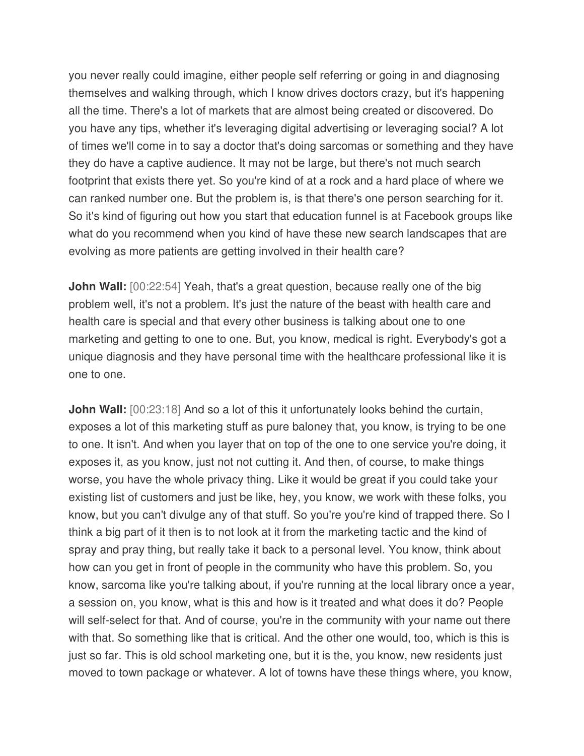you never really could imagine, either people self referring or going in and diagnosing themselves and walking through, which I know drives doctors crazy, but it's happening all the time. There's a lot of markets that are almost being created or discovered. Do you have any tips, whether it's leveraging digital advertising or leveraging social? A lot of times we'll come in to say a doctor that's doing sarcomas or something and they have they do have a captive audience. It may not be large, but there's not much search footprint that exists there yet. So you're kind of at a rock and a hard place of where we can ranked number one. But the problem is, is that there's one person searching for it. So it's kind of figuring out how you start that education funnel is at Facebook groups like what do you recommend when you kind of have these new search landscapes that are evolving as more patients are getting involved in their health care?

**John Wall:** [00:22:54] Yeah, that's a great question, because really one of the big problem well, it's not a problem. It's just the nature of the beast with health care and health care is special and that every other business is talking about one to one marketing and getting to one to one. But, you know, medical is right. Everybody's got a unique diagnosis and they have personal time with the healthcare professional like it is one to one.

**John Wall:** [00:23:18] And so a lot of this it unfortunately looks behind the curtain, exposes a lot of this marketing stuff as pure baloney that, you know, is trying to be one to one. It isn't. And when you layer that on top of the one to one service you're doing, it exposes it, as you know, just not not cutting it. And then, of course, to make things worse, you have the whole privacy thing. Like it would be great if you could take your existing list of customers and just be like, hey, you know, we work with these folks, you know, but you can't divulge any of that stuff. So you're you're kind of trapped there. So I think a big part of it then is to not look at it from the marketing tactic and the kind of spray and pray thing, but really take it back to a personal level. You know, think about how can you get in front of people in the community who have this problem. So, you know, sarcoma like you're talking about, if you're running at the local library once a year, a session on, you know, what is this and how is it treated and what does it do? People will self-select for that. And of course, you're in the community with your name out there with that. So something like that is critical. And the other one would, too, which is this is just so far. This is old school marketing one, but it is the, you know, new residents just moved to town package or whatever. A lot of towns have these things where, you know,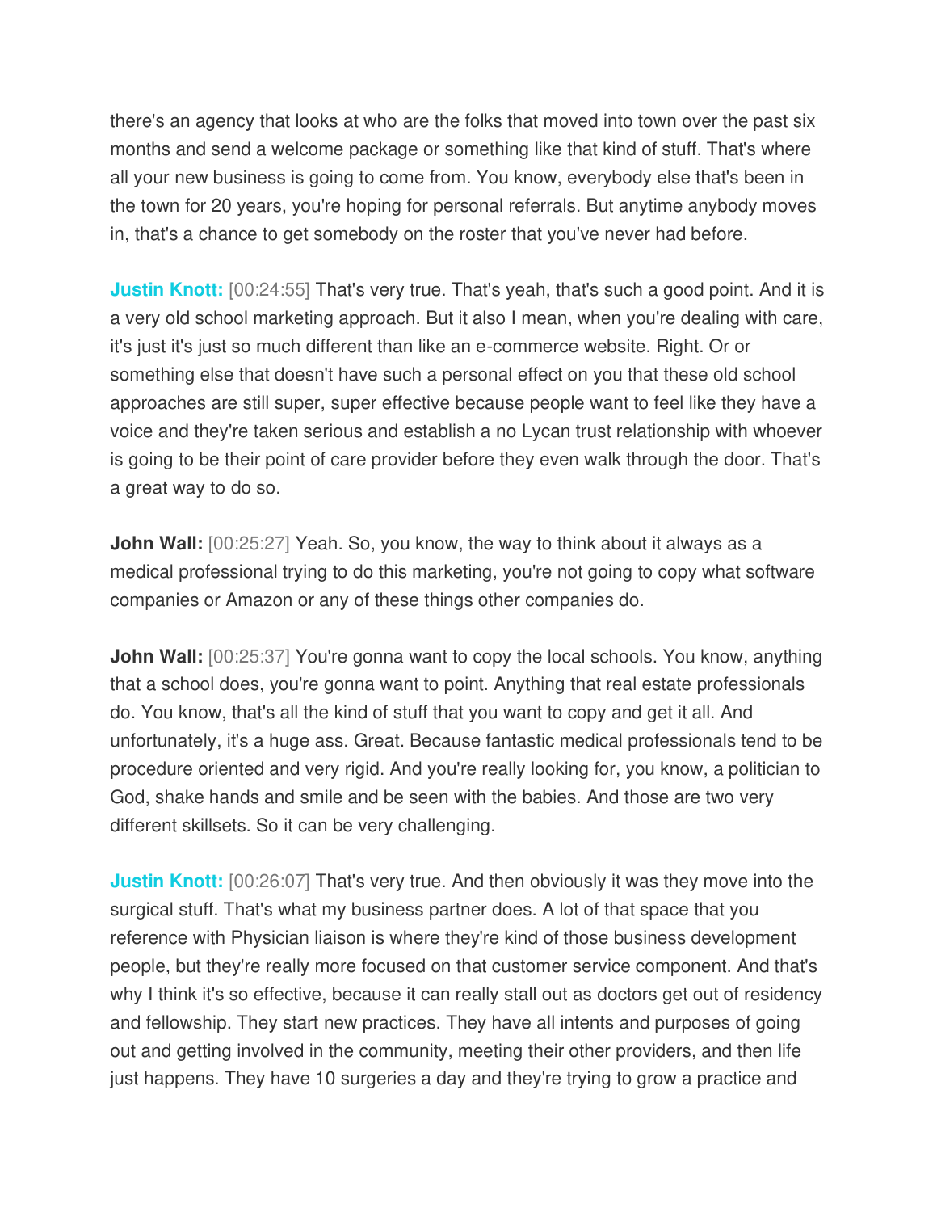there's an agency that looks at who are the folks that moved into town over the past six months and send a welcome package or something like that kind of stuff. That's where all your new business is going to come from. You know, everybody else that's been in the town for 20 years, you're hoping for personal referrals. But anytime anybody moves in, that's a chance to get somebody on the roster that you've never had before.

**Justin Knott:** [00:24:55] That's very true. That's yeah, that's such a good point. And it is a very old school marketing approach. But it also I mean, when you're dealing with care, it's just it's just so much different than like an e-commerce website. Right. Or or something else that doesn't have such a personal effect on you that these old school approaches are still super, super effective because people want to feel like they have a voice and they're taken serious and establish a no Lycan trust relationship with whoever is going to be their point of care provider before they even walk through the door. That's a great way to do so.

**John Wall:** [00:25:27] Yeah. So, you know, the way to think about it always as a medical professional trying to do this marketing, you're not going to copy what software companies or Amazon or any of these things other companies do.

**John Wall:** [00:25:37] You're gonna want to copy the local schools. You know, anything that a school does, you're gonna want to point. Anything that real estate professionals do. You know, that's all the kind of stuff that you want to copy and get it all. And unfortunately, it's a huge ass. Great. Because fantastic medical professionals tend to be procedure oriented and very rigid. And you're really looking for, you know, a politician to God, shake hands and smile and be seen with the babies. And those are two very different skillsets. So it can be very challenging.

**Justin Knott:** [00:26:07] That's very true. And then obviously it was they move into the surgical stuff. That's what my business partner does. A lot of that space that you reference with Physician liaison is where they're kind of those business development people, but they're really more focused on that customer service component. And that's why I think it's so effective, because it can really stall out as doctors get out of residency and fellowship. They start new practices. They have all intents and purposes of going out and getting involved in the community, meeting their other providers, and then life just happens. They have 10 surgeries a day and they're trying to grow a practice and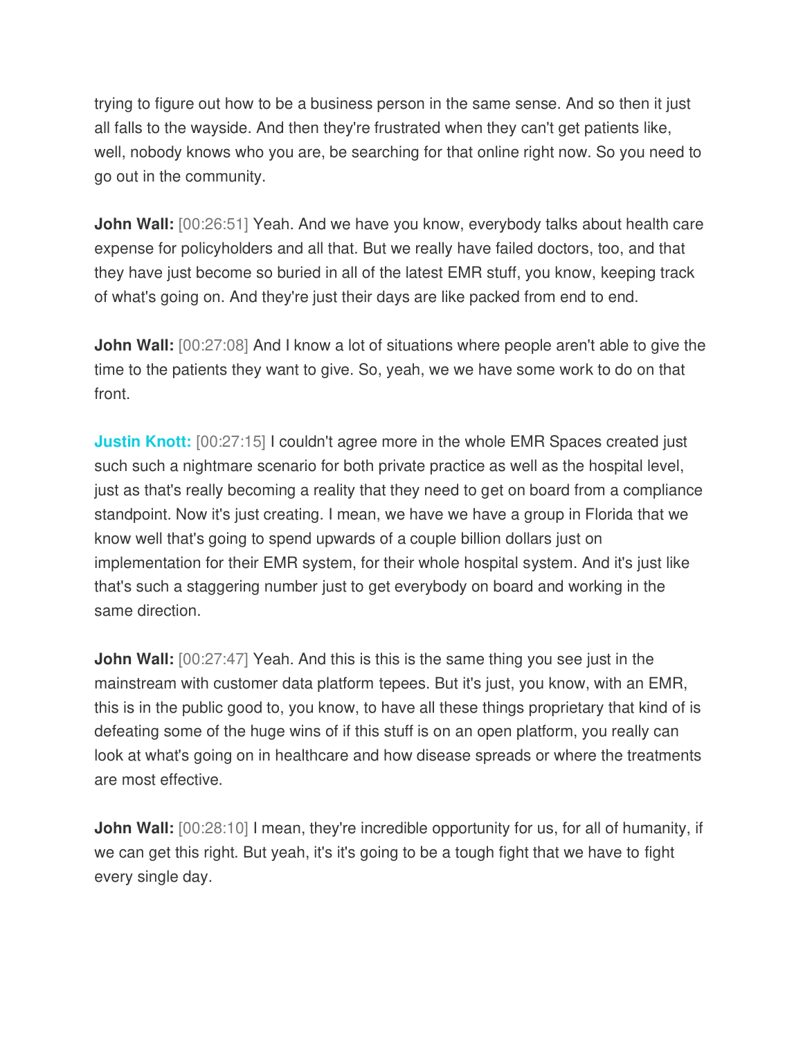trying to figure out how to be a business person in the same sense. And so then it just all falls to the wayside. And then they're frustrated when they can't get patients like, well, nobody knows who you are, be searching for that online right now. So you need to go out in the community.

**John Wall:** [00:26:51] Yeah. And we have you know, everybody talks about health care expense for policyholders and all that. But we really have failed doctors, too, and that they have just become so buried in all of the latest EMR stuff, you know, keeping track of what's going on. And they're just their days are like packed from end to end.

**John Wall:** [00:27:08] And I know a lot of situations where people aren't able to give the time to the patients they want to give. So, yeah, we we have some work to do on that front.

**Justin Knott:** [00:27:15] I couldn't agree more in the whole EMR Spaces created just such such a nightmare scenario for both private practice as well as the hospital level, just as that's really becoming a reality that they need to get on board from a compliance standpoint. Now it's just creating. I mean, we have we have a group in Florida that we know well that's going to spend upwards of a couple billion dollars just on implementation for their EMR system, for their whole hospital system. And it's just like that's such a staggering number just to get everybody on board and working in the same direction.

**John Wall:** [00:27:47] Yeah. And this is this is the same thing you see just in the mainstream with customer data platform tepees. But it's just, you know, with an EMR, this is in the public good to, you know, to have all these things proprietary that kind of is defeating some of the huge wins of if this stuff is on an open platform, you really can look at what's going on in healthcare and how disease spreads or where the treatments are most effective.

**John Wall:** [00:28:10] I mean, they're incredible opportunity for us, for all of humanity, if we can get this right. But yeah, it's it's going to be a tough fight that we have to fight every single day.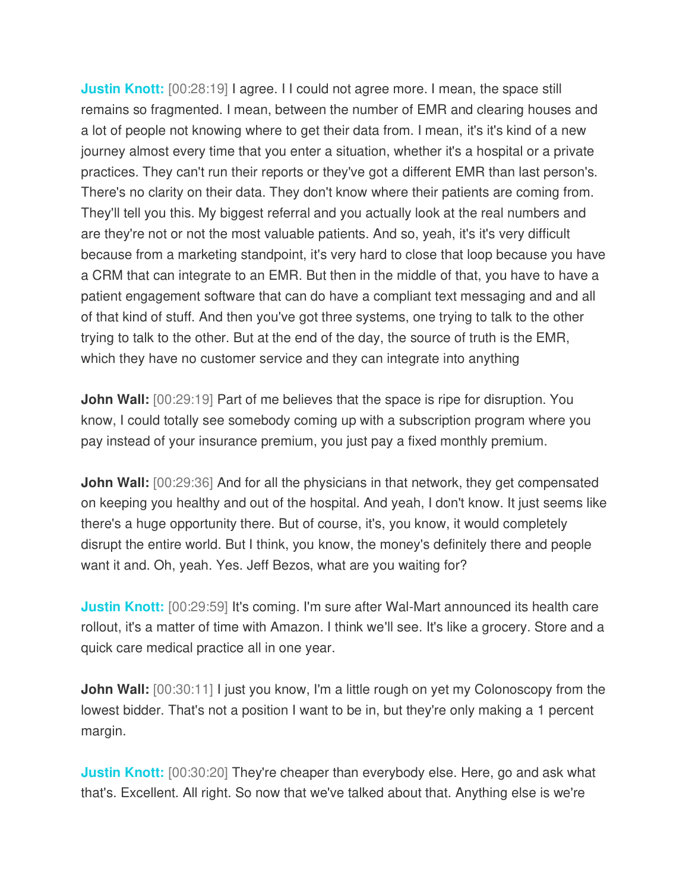**Justin Knott:** [00:28:19] I agree. I I could not agree more. I mean, the space still remains so fragmented. I mean, between the number of EMR and clearing houses and a lot of people not knowing where to get their data from. I mean, it's it's kind of a new journey almost every time that you enter a situation, whether it's a hospital or a private practices. They can't run their reports or they've got a different EMR than last person's. There's no clarity on their data. They don't know where their patients are coming from. They'll tell you this. My biggest referral and you actually look at the real numbers and are they're not or not the most valuable patients. And so, yeah, it's it's very difficult because from a marketing standpoint, it's very hard to close that loop because you have a CRM that can integrate to an EMR. But then in the middle of that, you have to have a patient engagement software that can do have a compliant text messaging and and all of that kind of stuff. And then you've got three systems, one trying to talk to the other trying to talk to the other. But at the end of the day, the source of truth is the EMR, which they have no customer service and they can integrate into anything

**John Wall:** [00:29:19] Part of me believes that the space is ripe for disruption. You know, I could totally see somebody coming up with a subscription program where you pay instead of your insurance premium, you just pay a fixed monthly premium.

**John Wall:** [00:29:36] And for all the physicians in that network, they get compensated on keeping you healthy and out of the hospital. And yeah, I don't know. It just seems like there's a huge opportunity there. But of course, it's, you know, it would completely disrupt the entire world. But I think, you know, the money's definitely there and people want it and. Oh, yeah. Yes. Jeff Bezos, what are you waiting for?

**Justin Knott:** [00:29:59] It's coming. I'm sure after Wal-Mart announced its health care rollout, it's a matter of time with Amazon. I think we'll see. It's like a grocery. Store and a quick care medical practice all in one year.

**John Wall:** [00:30:11] I just you know, I'm a little rough on yet my Colonoscopy from the lowest bidder. That's not a position I want to be in, but they're only making a 1 percent margin.

**Justin Knott:** [00:30:20] They're cheaper than everybody else. Here, go and ask what that's. Excellent. All right. So now that we've talked about that. Anything else is we're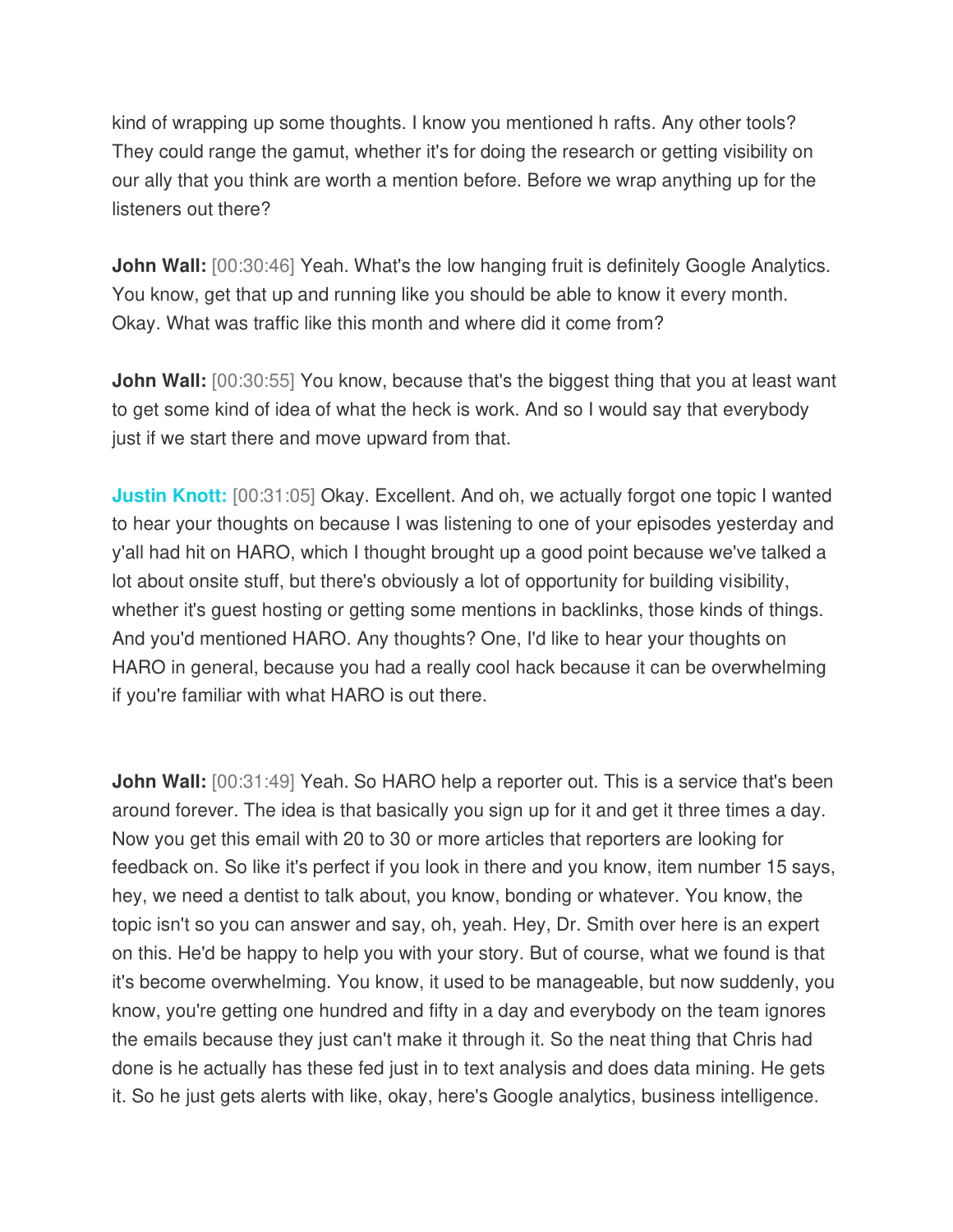kind of wrapping up some thoughts. I know you mentioned h rafts. Any other tools? They could range the gamut, whether it's for doing the research or getting visibility on our ally that you think are worth a mention before. Before we wrap anything up for the listeners out there?

**John Wall:** [00:30:46] Yeah. What's the low hanging fruit is definitely Google Analytics. You know, get that up and running like you should be able to know it every month. Okay. What was traffic like this month and where did it come from?

**John Wall:** [00:30:55] You know, because that's the biggest thing that you at least want to get some kind of idea of what the heck is work. And so I would say that everybody just if we start there and move upward from that.

**Justin Knott:** [00:31:05] Okay. Excellent. And oh, we actually forgot one topic I wanted to hear your thoughts on because I was listening to one of your episodes yesterday and y'all had hit on HARO, which I thought brought up a good point because we've talked a lot about onsite stuff, but there's obviously a lot of opportunity for building visibility, whether it's guest hosting or getting some mentions in backlinks, those kinds of things. And you'd mentioned HARO. Any thoughts? One, I'd like to hear your thoughts on HARO in general, because you had a really cool hack because it can be overwhelming if you're familiar with what HARO is out there.

**John Wall:** [00:31:49] Yeah. So HARO help a reporter out. This is a service that's been around forever. The idea is that basically you sign up for it and get it three times a day. Now you get this email with 20 to 30 or more articles that reporters are looking for feedback on. So like it's perfect if you look in there and you know, item number 15 says, hey, we need a dentist to talk about, you know, bonding or whatever. You know, the topic isn't so you can answer and say, oh, yeah. Hey, Dr. Smith over here is an expert on this. He'd be happy to help you with your story. But of course, what we found is that it's become overwhelming. You know, it used to be manageable, but now suddenly, you know, you're getting one hundred and fifty in a day and everybody on the team ignores the emails because they just can't make it through it. So the neat thing that Chris had done is he actually has these fed just in to text analysis and does data mining. He gets it. So he just gets alerts with like, okay, here's Google analytics, business intelligence.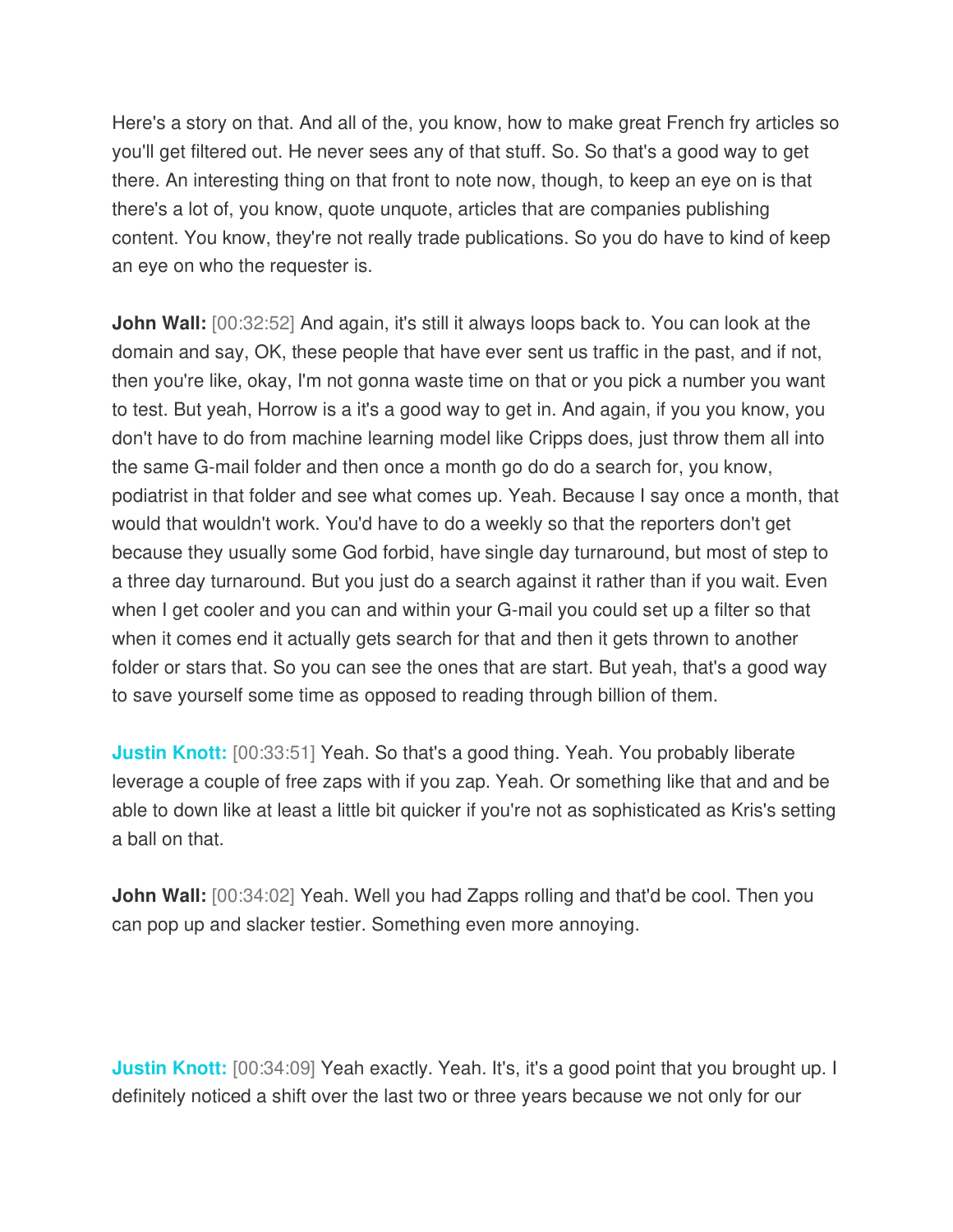Here's a story on that. And all of the, you know, how to make great French fry articles so you'll get filtered out. He never sees any of that stuff. So. So that's a good way to get there. An interesting thing on that front to note now, though, to keep an eye on is that there's a lot of, you know, quote unquote, articles that are companies publishing content. You know, they're not really trade publications. So you do have to kind of keep an eye on who the requester is.

**John Wall:** [00:32:52] And again, it's still it always loops back to. You can look at the domain and say, OK, these people that have ever sent us traffic in the past, and if not, then you're like, okay, I'm not gonna waste time on that or you pick a number you want to test. But yeah, Horrow is a it's a good way to get in. And again, if you you know, you don't have to do from machine learning model like Cripps does, just throw them all into the same G-mail folder and then once a month go do do a search for, you know, podiatrist in that folder and see what comes up. Yeah. Because I say once a month, that would that wouldn't work. You'd have to do a weekly so that the reporters don't get because they usually some God forbid, have single day turnaround, but most of step to a three day turnaround. But you just do a search against it rather than if you wait. Even when I get cooler and you can and within your G-mail you could set up a filter so that when it comes end it actually gets search for that and then it gets thrown to another folder or stars that. So you can see the ones that are start. But yeah, that's a good way to save yourself some time as opposed to reading through billion of them.

**Justin Knott:** [00:33:51] Yeah. So that's a good thing. Yeah. You probably liberate leverage a couple of free zaps with if you zap. Yeah. Or something like that and and be able to down like at least a little bit quicker if you're not as sophisticated as Kris's setting a ball on that.

**John Wall:** [00:34:02] Yeah. Well you had Zapps rolling and that'd be cool. Then you can pop up and slacker testier. Something even more annoying.

**Justin Knott:** [00:34:09] Yeah exactly. Yeah. It's, it's a good point that you brought up. I definitely noticed a shift over the last two or three years because we not only for our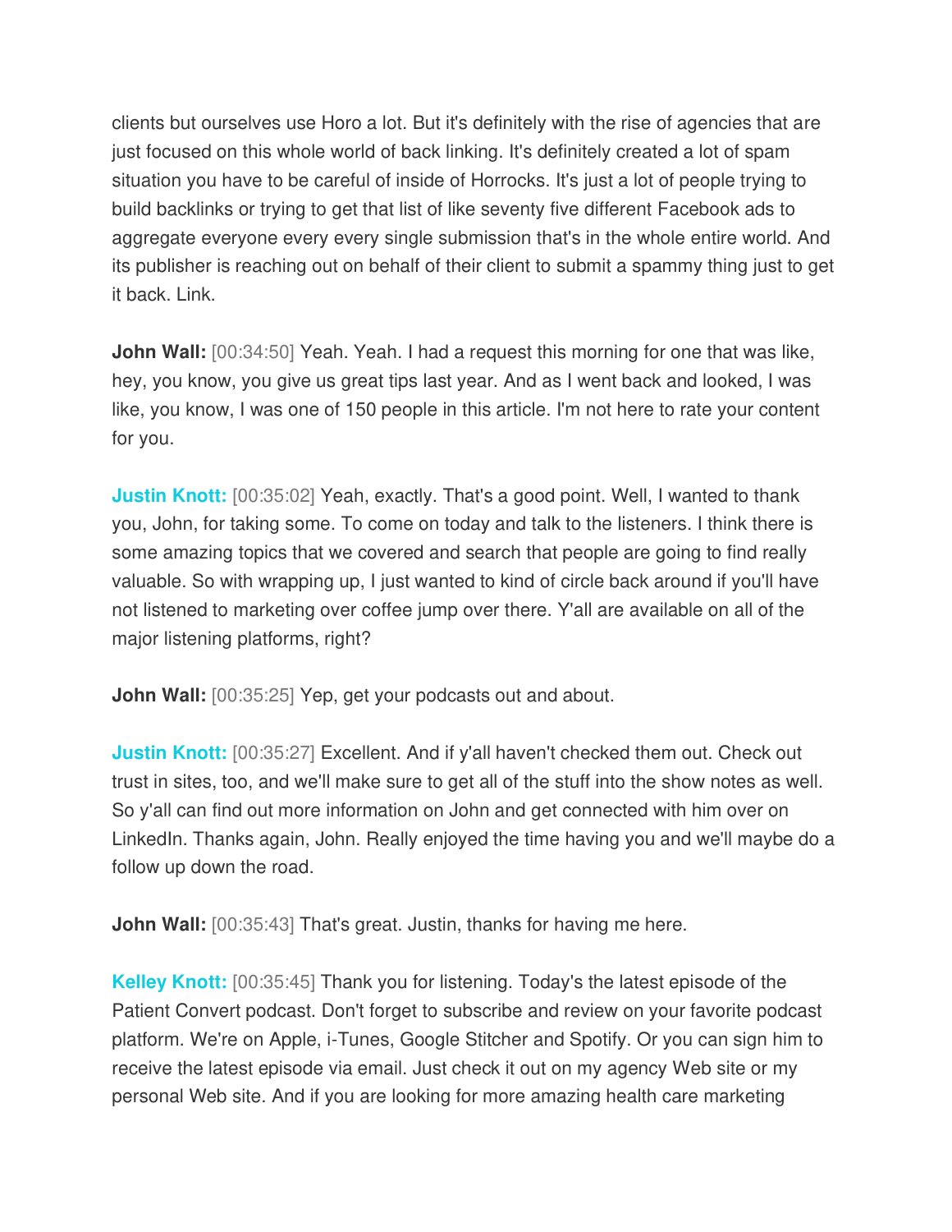clients but ourselves use Horo a lot. But it's definitely with the rise of agencies that are just focused on this whole world of back linking. It's definitely created a lot of spam situation you have to be careful of inside of Horrocks. It's just a lot of people trying to build backlinks or trying to get that list of like seventy five different Facebook ads to aggregate everyone every every single submission that's in the whole entire world. And its publisher is reaching out on behalf of their client to submit a spammy thing just to get it back. Link.

**John Wall:** [00:34:50] Yeah. Yeah. I had a request this morning for one that was like, hey, you know, you give us great tips last year. And as I went back and looked, I was like, you know, I was one of 150 people in this article. I'm not here to rate your content for you.

**Justin Knott:** [00:35:02] Yeah, exactly. That's a good point. Well, I wanted to thank you, John, for taking some. To come on today and talk to the listeners. I think there is some amazing topics that we covered and search that people are going to find really valuable. So with wrapping up, I just wanted to kind of circle back around if you'll have not listened to marketing over coffee jump over there. Y'all are available on all of the major listening platforms, right?

**John Wall:** [00:35:25] Yep, get your podcasts out and about.

**Justin Knott:** [00:35:27] Excellent. And if y'all haven't checked them out. Check out trust in sites, too, and we'll make sure to get all of the stuff into the show notes as well. So y'all can find out more information on John and get connected with him over on LinkedIn. Thanks again, John. Really enjoyed the time having you and we'll maybe do a follow up down the road.

**John Wall:** [00:35:43] That's great. Justin, thanks for having me here.

**Kelley Knott:** [00:35:45] Thank you for listening. Today's the latest episode of the Patient Convert podcast. Don't forget to subscribe and review on your favorite podcast platform. We're on Apple, i-Tunes, Google Stitcher and Spotify. Or you can sign him to receive the latest episode via email. Just check it out on my agency Web site or my personal Web site. And if you are looking for more amazing health care marketing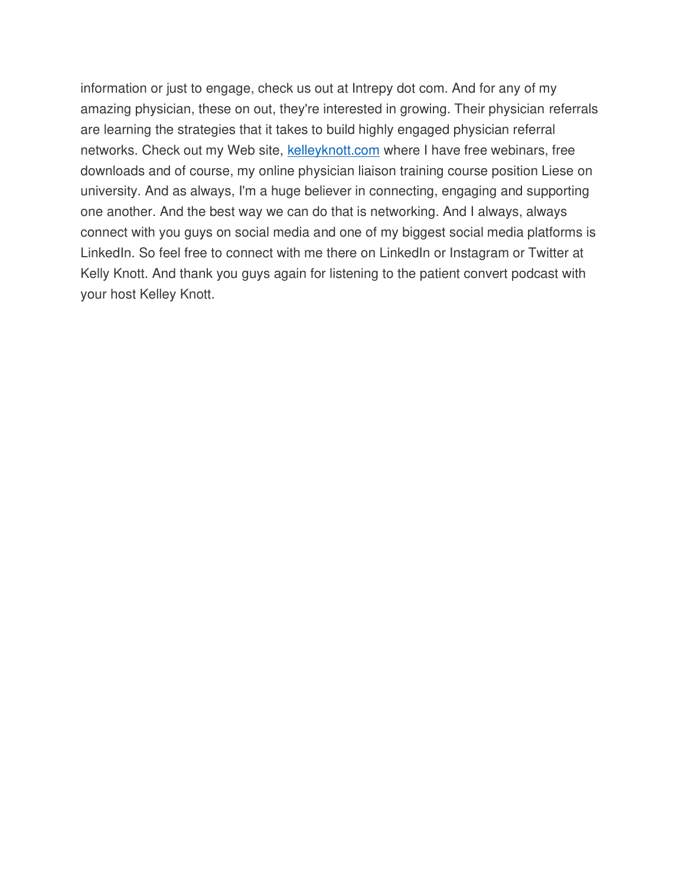information or just to engage, check us out at Intrepy dot com. And for any of my amazing physician, these on out, they're interested in growing. Their physician referrals are learning the strategies that it takes to build highly engaged physician referral networks. Check out my Web site, [kelleyknott.com](kelleyknott.com) where I have free webinars, free downloads and of course, my online physician liaison training course position Liese on university. And as always, I'm a huge believer in connecting, engaging and supporting one another. And the best way we can do that is networking. And I always, always connect with you guys on social media and one of my biggest social media platforms is LinkedIn. So feel free to connect with me there on LinkedIn or Instagram or Twitter at Kelly Knott. And thank you guys again for listening to the patient convert podcast with your host Kelley Knott.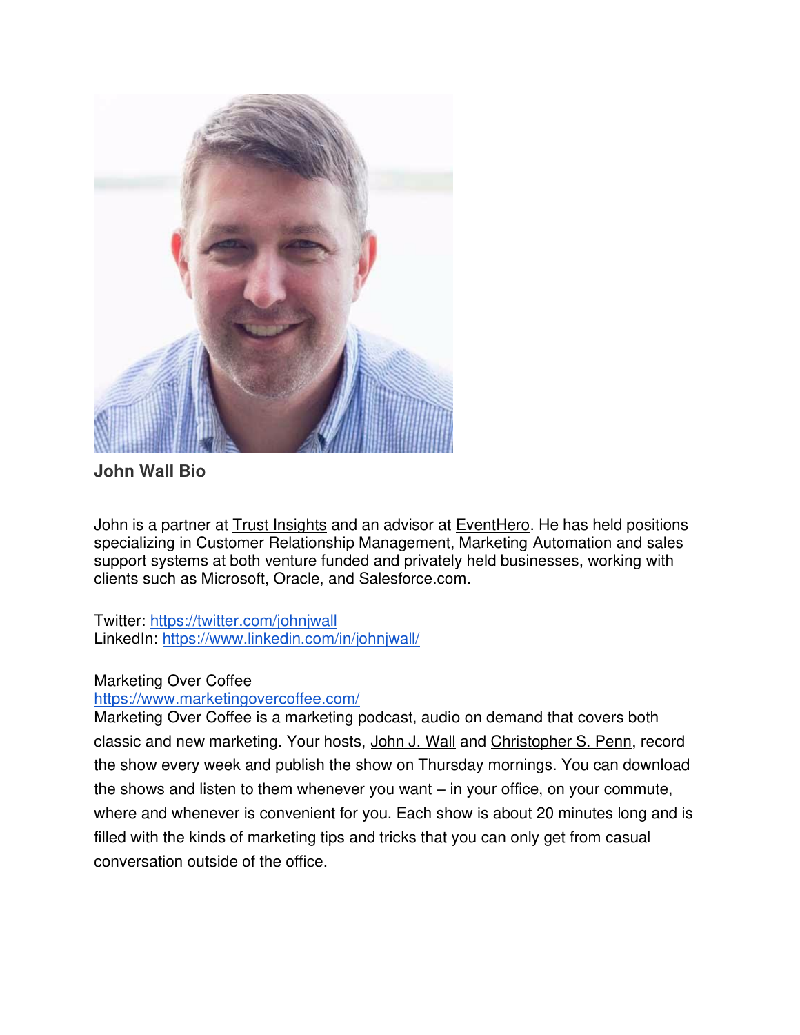**John Wall Bio**

John is a partner at Trust Insights and an advisor at EventHero. He has held positions specializing in Customer Relationship Management, Marketing Automation and sales support systems at both venture funded and privately held businesses, working with clients such as Microsoft, Oracle, and Salesforce.com.

Twitter: https://twitter.com/johnjwall
LinkedIn: https://www.linkedin.com/in/johnjwall/

Marketing Over Coffee
https://www.marketingovercoffee.com/
Marketing Over Coffee is a marketing podcast, audio on demand that covers both classic and new marketing. Your hosts, John J. Wall and Christopher S. Penn, record the show every week and publish the show on Thursday mornings. You can download the shows and listen to them whenever you want – in your office, on your commute, where and whenever is convenient for you. Each show is about 20 minutes long and is filled with the kinds of marketing tips and tricks that you can only get from casual conversation outside of the office.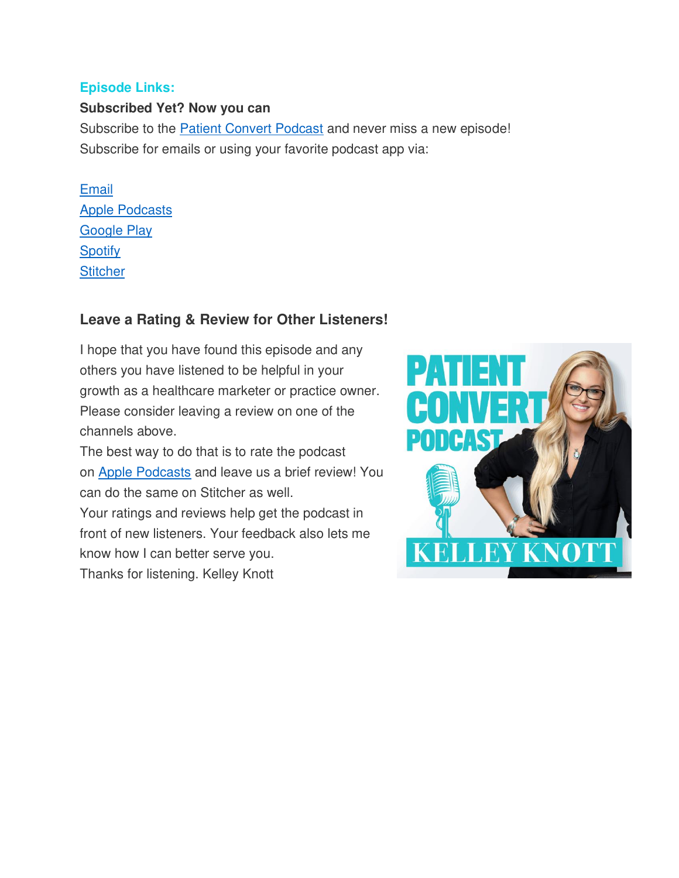**Episode Links:**

**Subscribed Yet? Now you can**

Subscribe to the Patient Convert Podcast and never miss a new episode!
Subscribe for emails or using your favorite podcast app via:

Email
Apple Podcasts
Google Play
Spotify
Stitcher

### Leave a Rating & Review for Other Listeners!

I hope that you have found this episode and any others you have listened to be helpful in your growth as a healthcare marketer or practice owner. Please consider leaving a review on one of the channels above.

The best way to do that is to rate the podcast on Apple Podcasts and leave us a brief review! You can do the same on Stitcher as well.

Your ratings and reviews help get the podcast in front of new listeners. Your feedback also lets me know how I can better serve you.

Thanks for listening. Kelley Knott